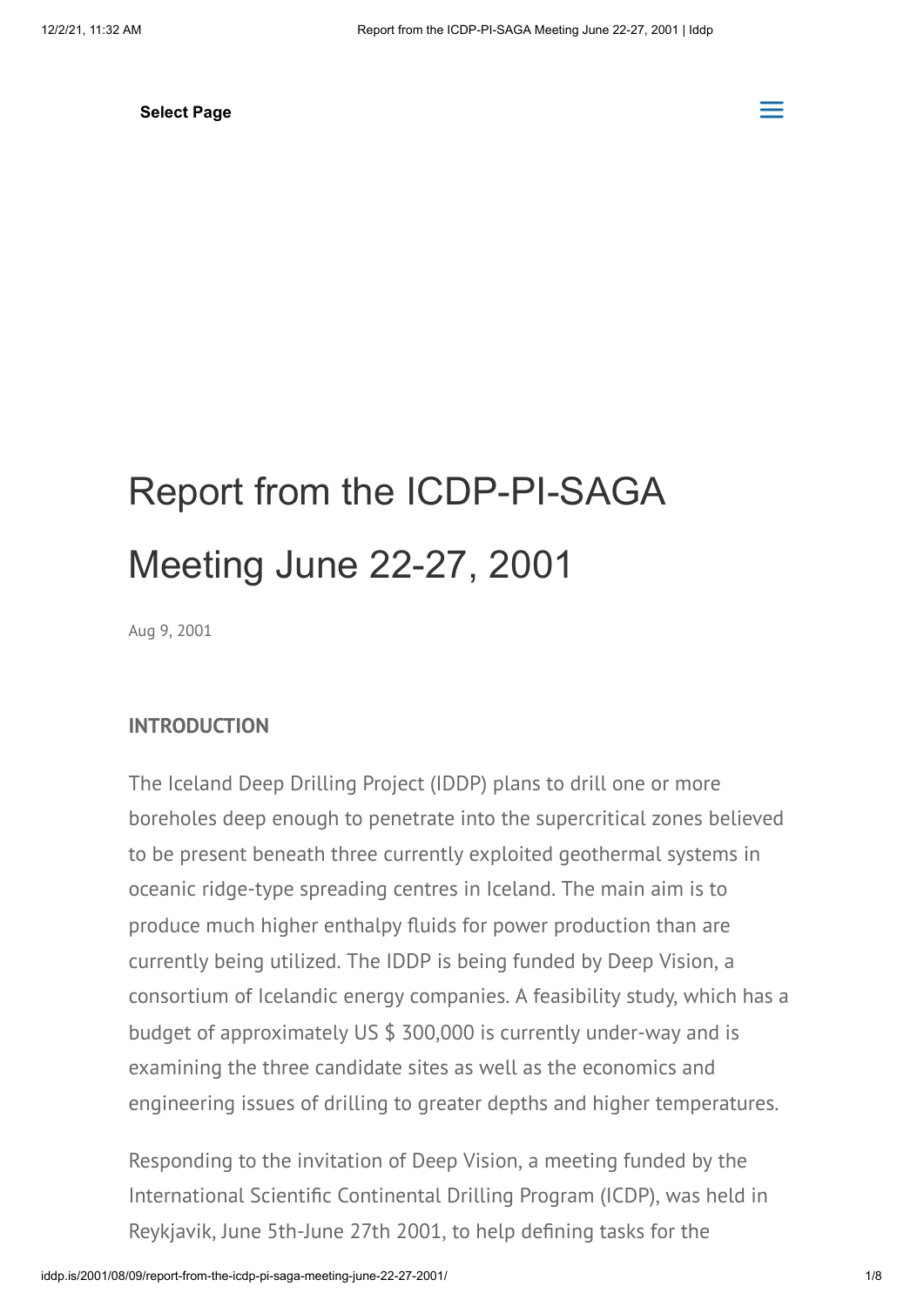# Report from the ICDP-PI-SAGA Meeting June 22-27, 2001

Aug 9, 2001

## INTRODUCTION

The Iceland Deep Drilling Project (IDDP) plans to drill one or more boreholes deep enough to penetrate into the supercritical zones believed to be present beneath three currently exploited geothermal systems in oceanic ridge-type spreading centres in Iceland. The main aim is to produce much higher enthalpy fluids for power production than are currently being utilized. The IDDP is being funded by Deep Vision, a consortium of Icelandic energy companies. A feasibility study, which has a budget of approximately US $ 300,000 is currently under-way and is examining the three candidate sites as well as the economics and engineering issues of drilling to greater depths and higher temperatures.

Responding to the invitation of Deep Vision, a meeting funded by the International Scientific Continental Drilling Program (ICDP), was held in Reykjavik, June 5th-June 27th 2001, to help defining tasks for the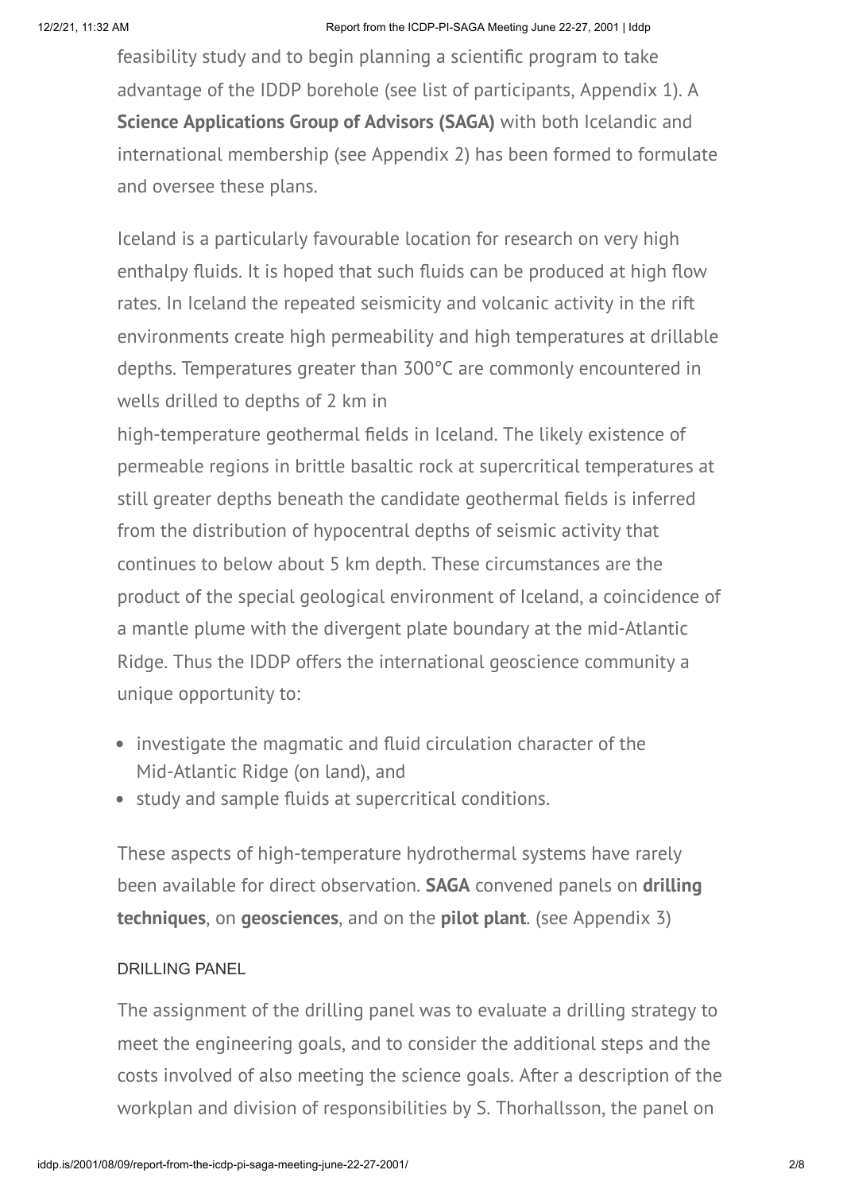feasibility study and to begin planning a scientific program to take advantage of the IDDP borehole (see list of participants, Appendix 1). A **Science Applications Group of Advisors (SAGA)** with both Icelandic and international membership (see Appendix 2) has been formed to formulate and oversee these plans.

Iceland is a particularly favourable location for research on very high enthalpy fluids. It is hoped that such fluids can be produced at high flow rates. In Iceland the repeated seismicity and volcanic activity in the rift environments create high permeability and high temperatures at drillable depths. Temperatures greater than 300°C are commonly encountered in wells drilled to depths of 2 km in high-temperature geothermal fields in Iceland. The likely existence of permeable regions in brittle basaltic rock at supercritical temperatures at still greater depths beneath the candidate geothermal fields is inferred from the distribution of hypocentral depths of seismic activity that continues to below about 5 km depth. These circumstances are the product of the special geological environment of Iceland, a coincidence of a mantle plume with the divergent plate boundary at the mid-Atlantic Ridge. Thus the IDDP offers the international geoscience community a unique opportunity to:

- investigate the magmatic and fluid circulation character of the Mid-Atlantic Ridge (on land), and
- study and sample fluids at supercritical conditions.

These aspects of high-temperature hydrothermal systems have rarely been available for direct observation. **SAGA** convened panels on **drilling techniques**, on **geosciences**, and on the **pilot plant**. (see Appendix 3)

## DRILLING PANEL

The assignment of the drilling panel was to evaluate a drilling strategy to meet the engineering goals, and to consider the additional steps and the costs involved of also meeting the science goals. After a description of the workplan and division of responsibilities by S. Thorhallsson, the panel on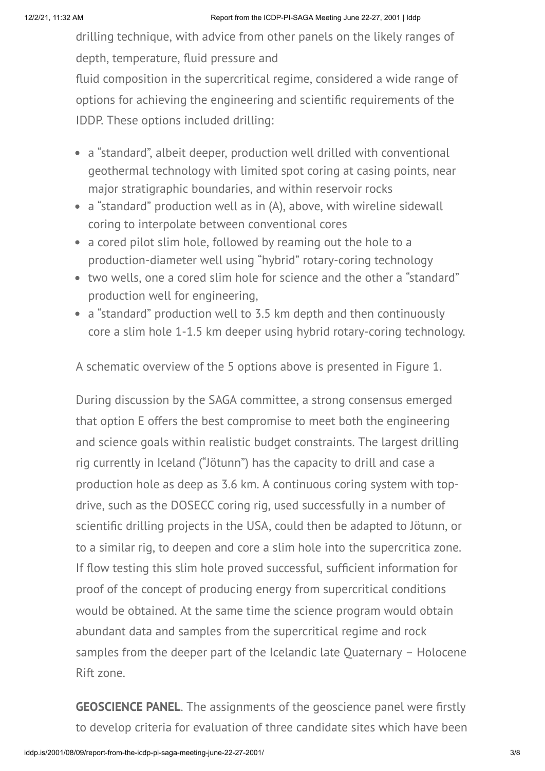drilling technique, with advice from other panels on the likely ranges of depth, temperature, fluid pressure and

fluid composition in the supercritical regime, considered a wide range of options for achieving the engineering and scientific requirements of the IDDP. These options included drilling:

- a "standard", albeit deeper, production well drilled with conventional geothermal technology with limited spot coring at casing points, near major stratigraphic boundaries, and within reservoir rocks
- a "standard" production well as in (A), above, with wireline sidewall coring to interpolate between conventional cores
- a cored pilot slim hole, followed by reaming out the hole to a production-diameter well using "hybrid" rotary-coring technology
- two wells, one a cored slim hole for science and the other a "standard" production well for engineering,
- a "standard" production well to 3.5 km depth and then continuously core a slim hole 1-1.5 km deeper using hybrid rotary-coring technology.

A schematic overview of the 5 options above is presented in Figure 1.

During discussion by the SAGA committee, a strong consensus emerged that option E offers the best compromise to meet both the engineering and science goals within realistic budget constraints. The largest drilling rig currently in Iceland ("Jötunn") has the capacity to drill and case a production hole as deep as 3.6 km. A continuous coring system with top-drive, such as the DOSECC coring rig, used successfully in a number of scientific drilling projects in the USA, could then be adapted to Jötunn, or to a similar rig, to deepen and core a slim hole into the supercritica zone. If flow testing this slim hole proved successful, sufficient information for proof of the concept of producing energy from supercritical conditions would be obtained. At the same time the science program would obtain abundant data and samples from the supercritical regime and rock samples from the deeper part of the Icelandic late Quaternary – Holocene Rift zone.

**GEOSCIENCE PANEL**. The assignments of the geoscience panel were firstly to develop criteria for evaluation of three candidate sites which have been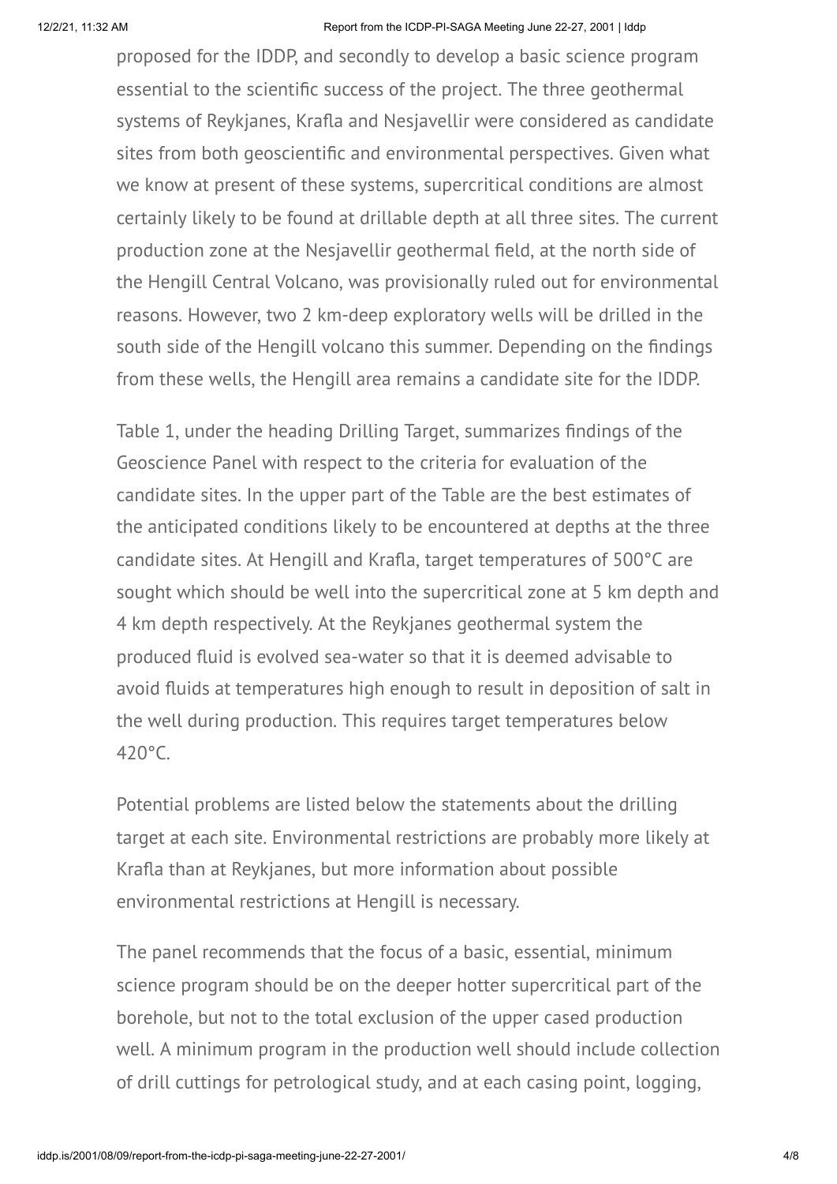proposed for the IDDP, and secondly to develop a basic science program essential to the scientific success of the project. The three geothermal systems of Reykjanes, Krafla and Nesjavellir were considered as candidate sites from both geoscientific and environmental perspectives. Given what we know at present of these systems, supercritical conditions are almost certainly likely to be found at drillable depth at all three sites. The current production zone at the Nesjavellir geothermal field, at the north side of the Hengill Central Volcano, was provisionally ruled out for environmental reasons. However, two 2 km-deep exploratory wells will be drilled in the south side of the Hengill volcano this summer. Depending on the findings from these wells, the Hengill area remains a candidate site for the IDDP.

Table 1, under the heading Drilling Target, summarizes findings of the Geoscience Panel with respect to the criteria for evaluation of the candidate sites. In the upper part of the Table are the best estimates of the anticipated conditions likely to be encountered at depths at the three candidate sites. At Hengill and Krafla, target temperatures of 500°C are sought which should be well into the supercritical zone at 5 km depth and 4 km depth respectively. At the Reykjanes geothermal system the produced fluid is evolved sea-water so that it is deemed advisable to avoid fluids at temperatures high enough to result in deposition of salt in the well during production. This requires target temperatures below 420°C.

Potential problems are listed below the statements about the drilling target at each site. Environmental restrictions are probably more likely at Krafla than at Reykjanes, but more information about possible environmental restrictions at Hengill is necessary.

The panel recommends that the focus of a basic, essential, minimum science program should be on the deeper hotter supercritical part of the borehole, but not to the total exclusion of the upper cased production well. A minimum program in the production well should include collection of drill cuttings for petrological study, and at each casing point, logging,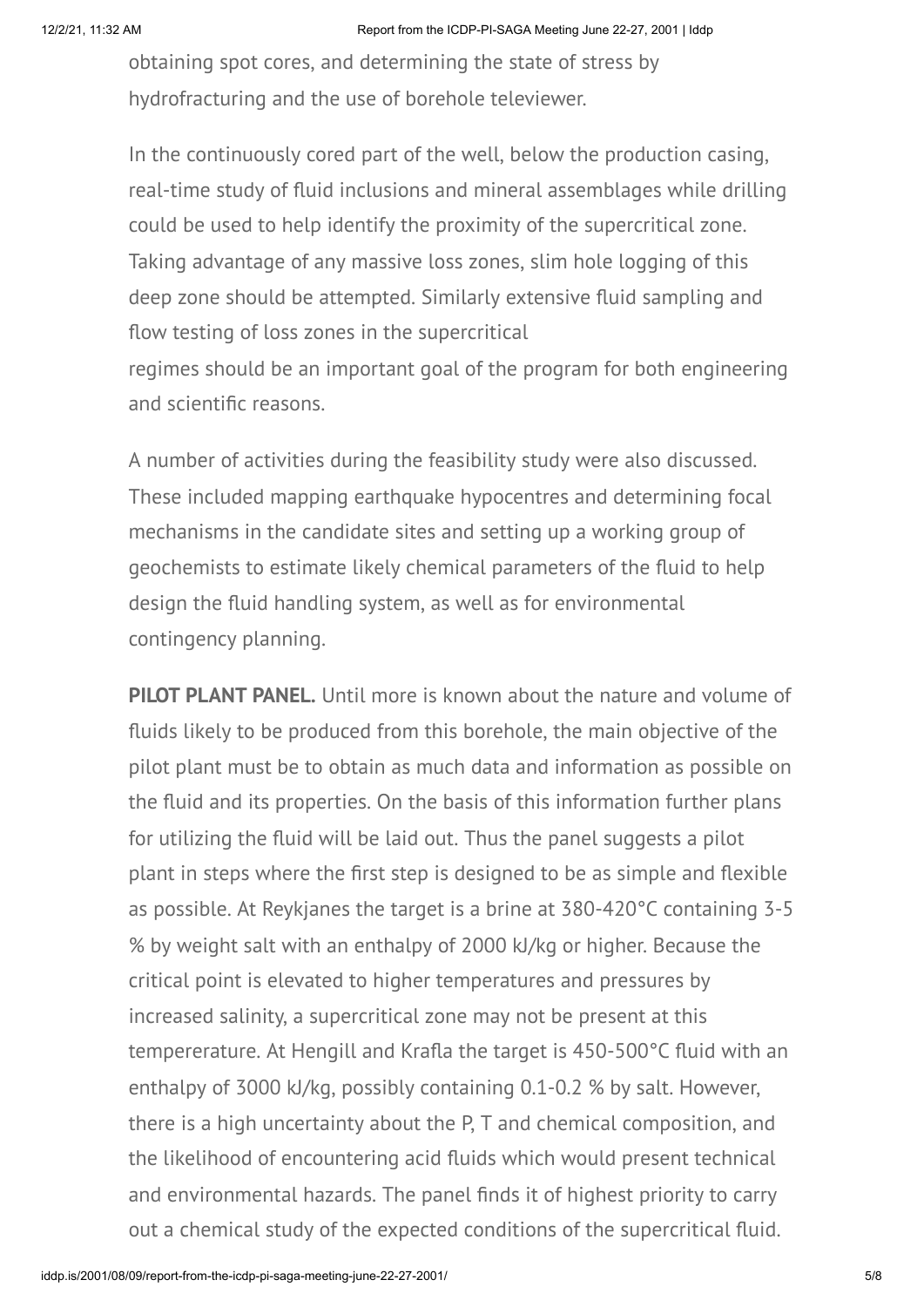obtaining spot cores, and determining the state of stress by hydrofracturing and the use of borehole televiewer.

In the continuously cored part of the well, below the production casing, real-time study of fluid inclusions and mineral assemblages while drilling could be used to help identify the proximity of the supercritical zone. Taking advantage of any massive loss zones, slim hole logging of this deep zone should be attempted. Similarly extensive fluid sampling and flow testing of loss zones in the supercritical regimes should be an important goal of the program for both engineering and scientific reasons.

A number of activities during the feasibility study were also discussed. These included mapping earthquake hypocentres and determining focal mechanisms in the candidate sites and setting up a working group of geochemists to estimate likely chemical parameters of the fluid to help design the fluid handling system, as well as for environmental contingency planning.

**PILOT PLANT PANEL.** Until more is known about the nature and volume of fluids likely to be produced from this borehole, the main objective of the pilot plant must be to obtain as much data and information as possible on the fluid and its properties. On the basis of this information further plans for utilizing the fluid will be laid out. Thus the panel suggests a pilot plant in steps where the first step is designed to be as simple and flexible as possible. At Reykjanes the target is a brine at 380-420°C containing 3-5 % by weight salt with an enthalpy of 2000 kJ/kg or higher. Because the critical point is elevated to higher temperatures and pressures by increased salinity, a supercritical zone may not be present at this tempererature. At Hengill and Krafla the target is 450-500°C fluid with an enthalpy of 3000 kJ/kg, possibly containing 0.1-0.2 % by salt. However, there is a high uncertainty about the P, T and chemical composition, and the likelihood of encountering acid fluids which would present technical and environmental hazards. The panel finds it of highest priority to carry out a chemical study of the expected conditions of the supercritical fluid.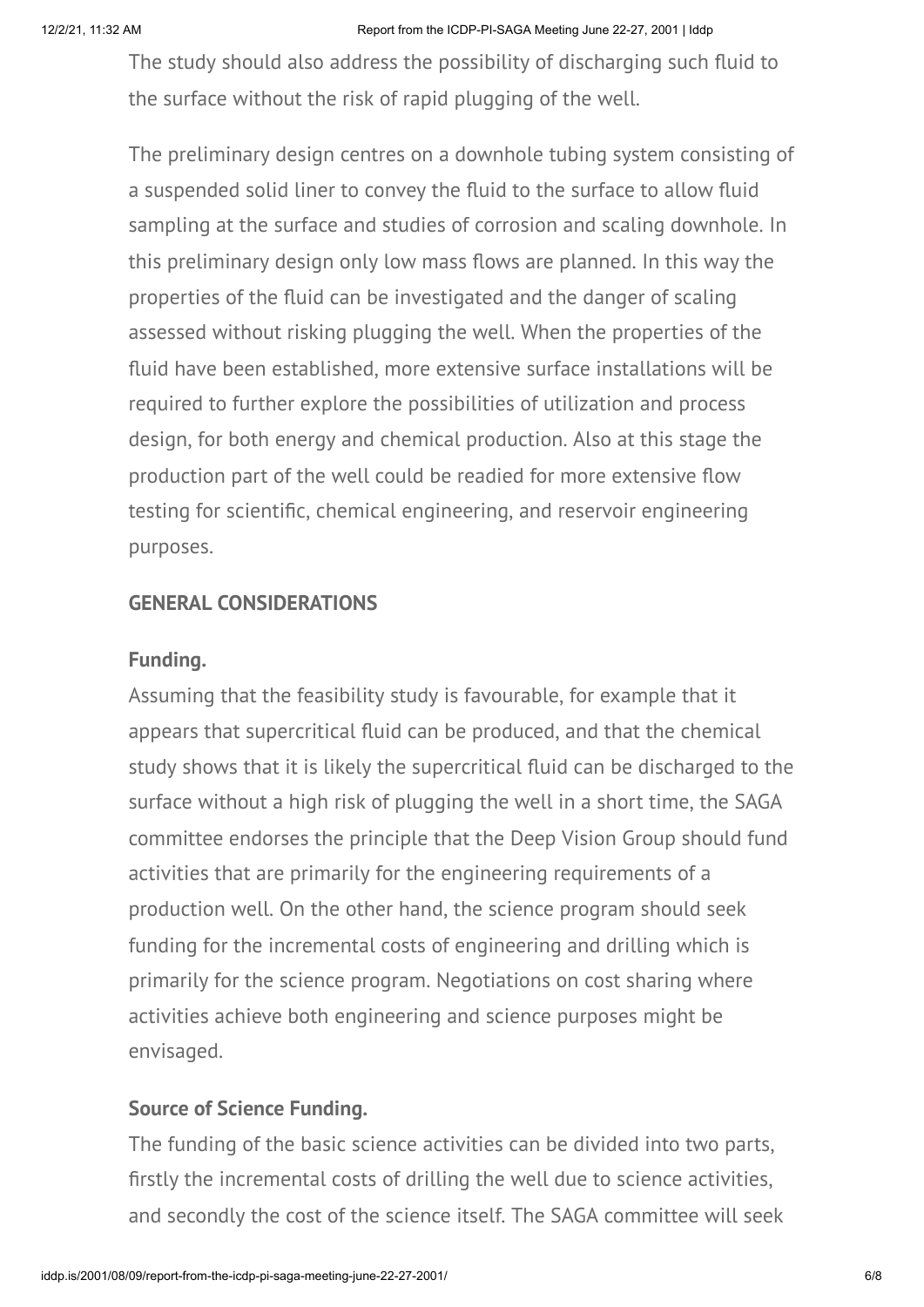The study should also address the possibility of discharging such fluid to the surface without the risk of rapid plugging of the well.

The preliminary design centres on a downhole tubing system consisting of a suspended solid liner to convey the fluid to the surface to allow fluid sampling at the surface and studies of corrosion and scaling downhole. In this preliminary design only low mass flows are planned. In this way the properties of the fluid can be investigated and the danger of scaling assessed without risking plugging the well. When the properties of the fluid have been established, more extensive surface installations will be required to further explore the possibilities of utilization and process design, for both energy and chemical production. Also at this stage the production part of the well could be readied for more extensive flow testing for scientific, chemical engineering, and reservoir engineering purposes.

**GENERAL CONSIDERATIONS**

**Funding.**

Assuming that the feasibility study is favourable, for example that it appears that supercritical fluid can be produced, and that the chemical study shows that it is likely the supercritical fluid can be discharged to the surface without a high risk of plugging the well in a short time, the SAGA committee endorses the principle that the Deep Vision Group should fund activities that are primarily for the engineering requirements of a production well. On the other hand, the science program should seek funding for the incremental costs of engineering and drilling which is primarily for the science program. Negotiations on cost sharing where activities achieve both engineering and science purposes might be envisaged.

**Source of Science Funding.**

The funding of the basic science activities can be divided into two parts, firstly the incremental costs of drilling the well due to science activities, and secondly the cost of the science itself. The SAGA committee will seek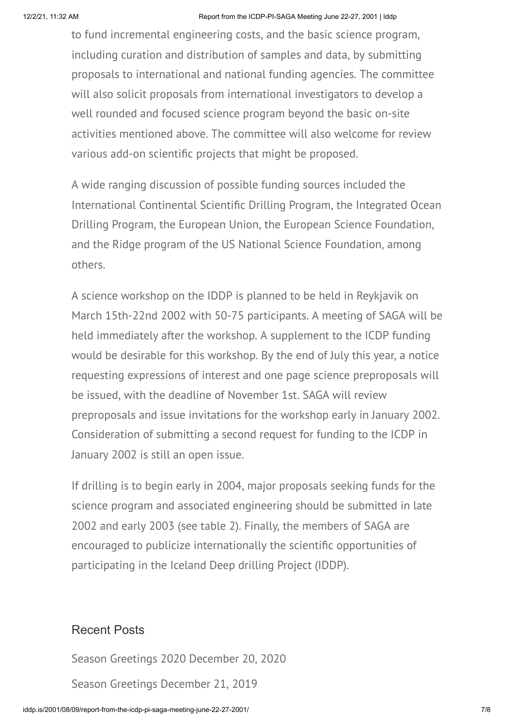to fund incremental engineering costs, and the basic science program, including curation and distribution of samples and data, by submitting proposals to international and national funding agencies. The committee will also solicit proposals from international investigators to develop a well rounded and focused science program beyond the basic on-site activities mentioned above. The committee will also welcome for review various add-on scientific projects that might be proposed.

A wide ranging discussion of possible funding sources included the International Continental Scientific Drilling Program, the Integrated Ocean Drilling Program, the European Union, the European Science Foundation, and the Ridge program of the US National Science Foundation, among others.

A science workshop on the IDDP is planned to be held in Reykjavik on March 15th-22nd 2002 with 50-75 participants. A meeting of SAGA will be held immediately after the workshop. A supplement to the ICDP funding would be desirable for this workshop. By the end of July this year, a notice requesting expressions of interest and one page science preproposals will be issued, with the deadline of November 1st. SAGA will review preproposals and issue invitations for the workshop early in January 2002. Consideration of submitting a second request for funding to the ICDP in January 2002 is still an open issue.

If drilling is to begin early in 2004, major proposals seeking funds for the science program and associated engineering should be submitted in late 2002 and early 2003 (see table 2). Finally, the members of SAGA are encouraged to publicize internationally the scientific opportunities of participating in the Iceland Deep drilling Project (IDDP).

## Recent Posts

Season Greetings 2020 December 20, 2020

Season Greetings December 21, 2019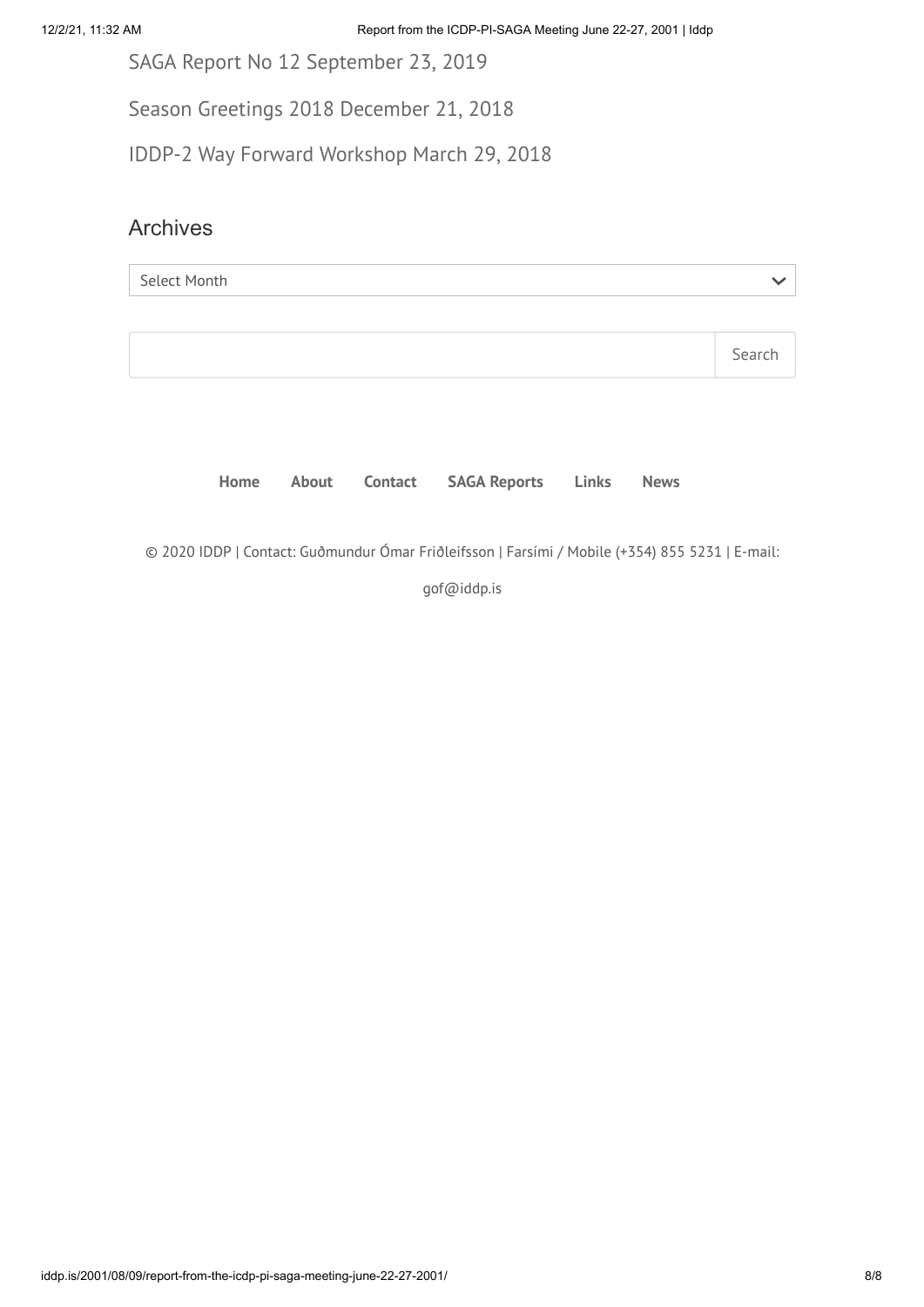SAGA Report No 12 September 23, 2019

Season Greetings 2018 December 21, 2018

IDDP-2 Way Forward Workshop March 29, 2018

## Archives

Select Month

Search

**Home** **About** **Contact** **SAGA Reports** **Links** **News**

© 2020 IDDP | Contact: Guðmundur Ómar Friðleifsson | Farsími / Mobile (+354) 855 5231 | E-mail: gof@iddp.is